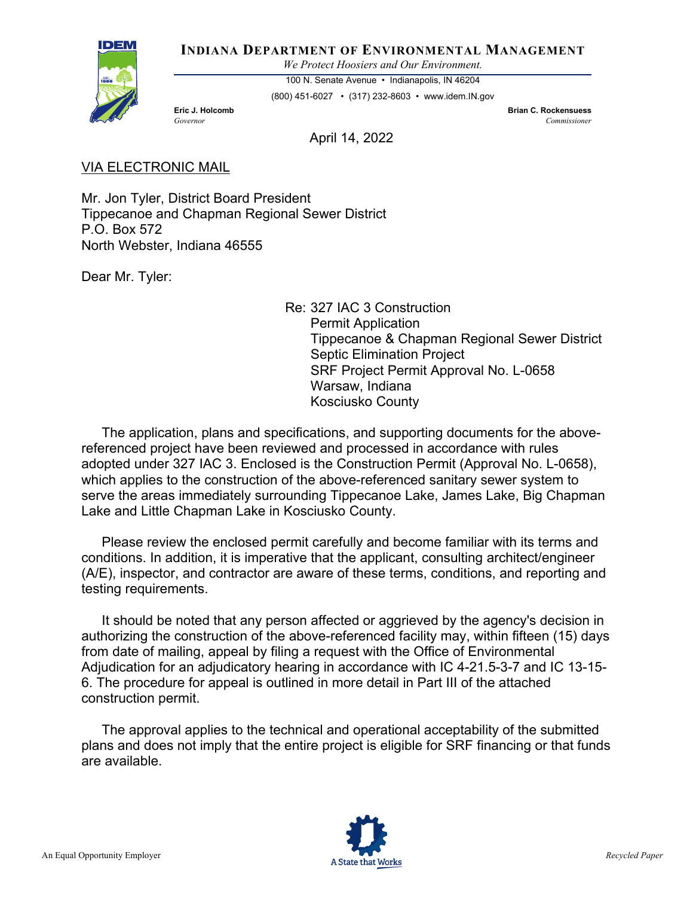**INDIANA DEPARTMENT OF ENVIRONMENTAL MANAGEMENT**

*We Protect Hoosiers and Our Environment.*

100 N. Senate Avenue • Indianapolis, IN 46204

(800) 451-6027 • (317) 232-8603 • www.idem.IN.gov

**Eric J. Holcomb**
*Governor*

**Brian C. Rockensuess**
*Commissioner*

April 14, 2022

VIA ELECTRONIC MAIL

Mr. Jon Tyler, District Board President
Tippecanoe and Chapman Regional Sewer District
P.O. Box 572
North Webster, Indiana 46555

Dear Mr. Tyler:

Re: 327 IAC 3 Construction
Permit Application
Tippecanoe & Chapman Regional Sewer District
Septic Elimination Project
SRF Project Permit Approval No. L-0658
Warsaw, Indiana
Kosciusko County

The application, plans and specifications, and supporting documents for the above-referenced project have been reviewed and processed in accordance with rules adopted under 327 IAC 3. Enclosed is the Construction Permit (Approval No. L-0658), which applies to the construction of the above-referenced sanitary sewer system to serve the areas immediately surrounding Tippecanoe Lake, James Lake, Big Chapman Lake and Little Chapman Lake in Kosciusko County.

Please review the enclosed permit carefully and become familiar with its terms and conditions. In addition, it is imperative that the applicant, consulting architect/engineer (A/E), inspector, and contractor are aware of these terms, conditions, and reporting and testing requirements.

It should be noted that any person affected or aggrieved by the agency's decision in authorizing the construction of the above-referenced facility may, within fifteen (15) days from date of mailing, appeal by filing a request with the Office of Environmental Adjudication for an adjudicatory hearing in accordance with IC 4-21.5-3-7 and IC 13-15-6. The procedure for appeal is outlined in more detail in Part III of the attached construction permit.

The approval applies to the technical and operational acceptability of the submitted plans and does not imply that the entire project is eligible for SRF financing or that funds are available.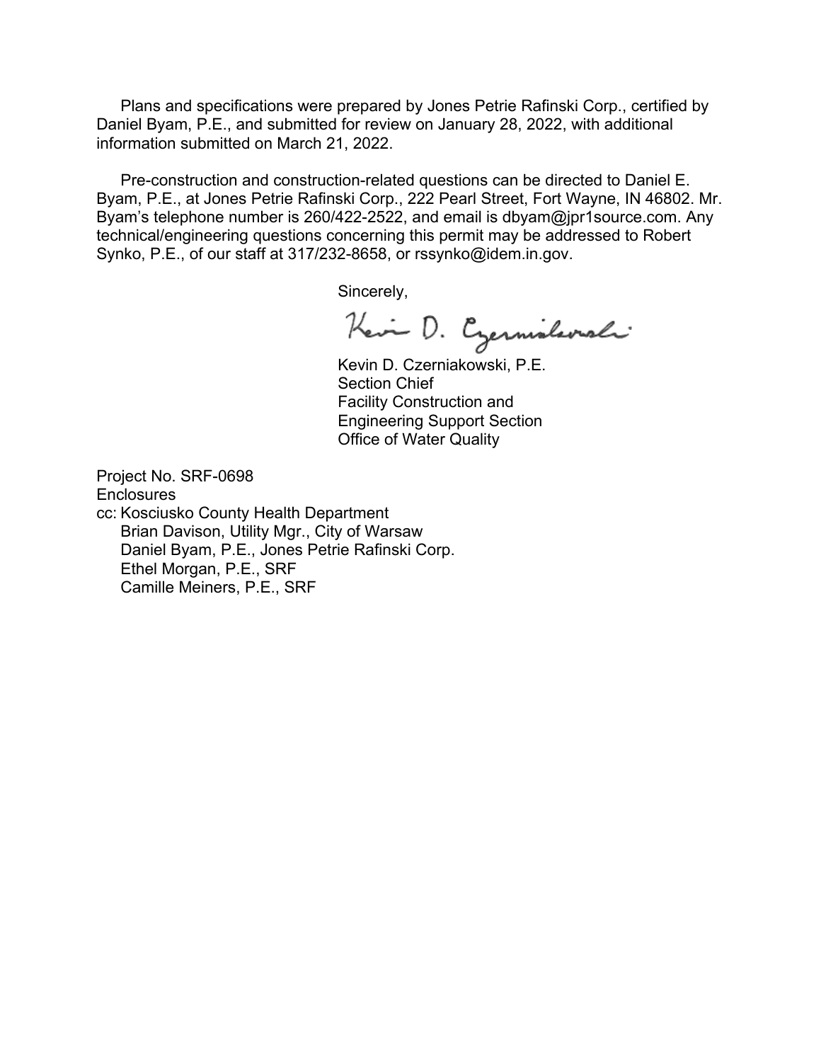Plans and specifications were prepared by Jones Petrie Rafinski Corp., certified by Daniel Byam, P.E., and submitted for review on January 28, 2022, with additional information submitted on March 21, 2022.

Pre-construction and construction-related questions can be directed to Daniel E. Byam, P.E., at Jones Petrie Rafinski Corp., 222 Pearl Street, Fort Wayne, IN 46802. Mr. Byam's telephone number is 260/422-2522, and email is dbyam@jpr1source.com. Any technical/engineering questions concerning this permit may be addressed to Robert Synko, P.E., of our staff at 317/232-8658, or rssynko@idem.in.gov.

Sincerely,

Kevin D. Czerniakowski

Kevin D. Czerniakowski, P.E.
Section Chief
Facility Construction and
Engineering Support Section
Office of Water Quality

Project No. SRF-0698
Enclosures
cc: Kosciusko County Health Department
Brian Davison, Utility Mgr., City of Warsaw
Daniel Byam, P.E., Jones Petrie Rafinski Corp.
Ethel Morgan, P.E., SRF
Camille Meiners, P.E., SRF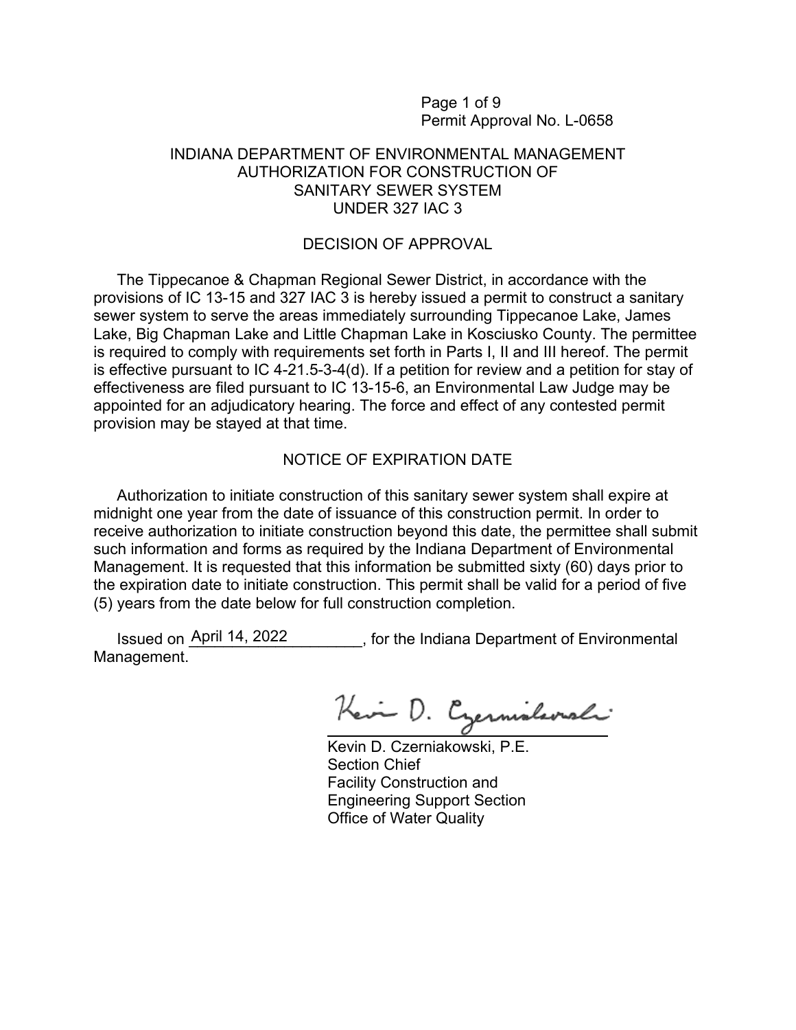Permit Approval No. L-0658

# INDIANA DEPARTMENT OF ENVIRONMENTAL MANAGEMENT
## AUTHORIZATION FOR CONSTRUCTION OF SANITARY SEWER SYSTEM UNDER 327 IAC 3

### DECISION OF APPROVAL

The Tippecanoe & Chapman Regional Sewer District, in accordance with the provisions of IC 13-15 and 327 IAC 3 is hereby issued a permit to construct a sanitary sewer system to serve the areas immediately surrounding Tippecanoe Lake, James Lake, Big Chapman Lake and Little Chapman Lake in Kosciusko County. The permittee is required to comply with requirements set forth in Parts I, II and III hereof. The permit is effective pursuant to IC 4-21.5-3-4(d). If a petition for review and a petition for stay of effectiveness are filed pursuant to IC 13-15-6, an Environmental Law Judge may be appointed for an adjudicatory hearing. The force and effect of any contested permit provision may be stayed at that time.

### NOTICE OF EXPIRATION DATE

Authorization to initiate construction of this sanitary sewer system shall expire at midnight one year from the date of issuance of this construction permit. In order to receive authorization to initiate construction beyond this date, the permittee shall submit such information and forms as required by the Indiana Department of Environmental Management. It is requested that this information be submitted sixty (60) days prior to the expiration date to initiate construction. This permit shall be valid for a period of five (5) years from the date below for full construction completion.

Issued on April 14, 2022, for the Indiana Department of Environmental Management.

Kevin D. Czerniakowski, P.E.
Section Chief
Facility Construction and Engineering Support Section
Office of Water Quality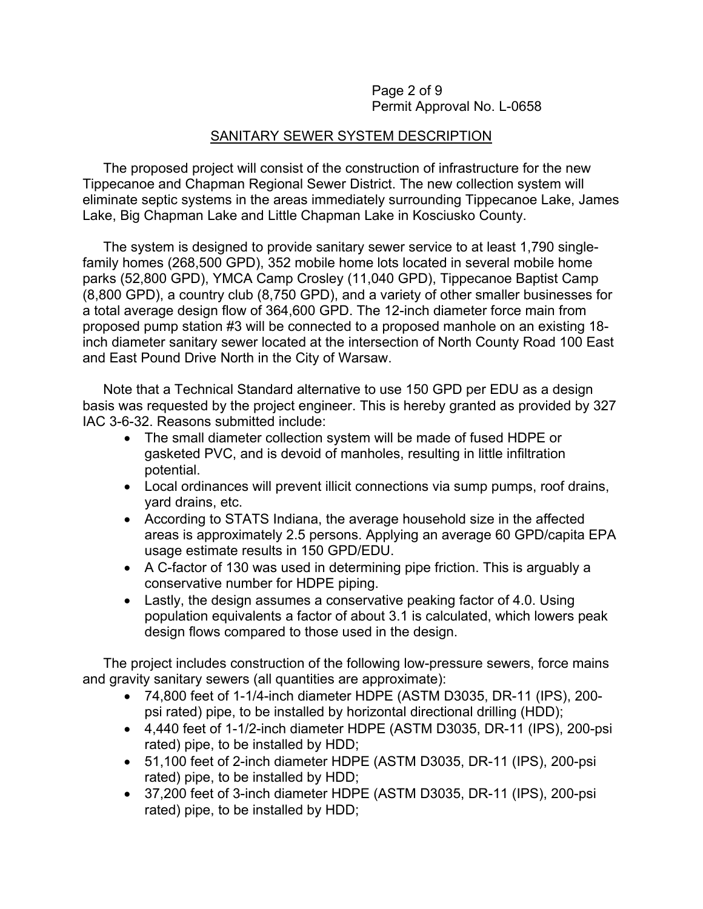## SANITARY SEWER SYSTEM DESCRIPTION

The proposed project will consist of the construction of infrastructure for the new Tippecanoe and Chapman Regional Sewer District. The new collection system will eliminate septic systems in the areas immediately surrounding Tippecanoe Lake, James Lake, Big Chapman Lake and Little Chapman Lake in Kosciusko County.

The system is designed to provide sanitary sewer service to at least 1,790 single-family homes (268,500 GPD), 352 mobile home lots located in several mobile home parks (52,800 GPD), YMCA Camp Crosley (11,040 GPD), Tippecanoe Baptist Camp (8,800 GPD), a country club (8,750 GPD), and a variety of other smaller businesses for a total average design flow of 364,600 GPD. The 12-inch diameter force main from proposed pump station #3 will be connected to a proposed manhole on an existing 18-inch diameter sanitary sewer located at the intersection of North County Road 100 East and East Pound Drive North in the City of Warsaw.

Note that a Technical Standard alternative to use 150 GPD per EDU as a design basis was requested by the project engineer. This is hereby granted as provided by 327 IAC 3-6-32. Reasons submitted include:

- The small diameter collection system will be made of fused HDPE or gasketed PVC, and is devoid of manholes, resulting in little infiltration potential.
- Local ordinances will prevent illicit connections via sump pumps, roof drains, yard drains, etc.
- According to STATS Indiana, the average household size in the affected areas is approximately 2.5 persons. Applying an average 60 GPD/capita EPA usage estimate results in 150 GPD/EDU.
- A C-factor of 130 was used in determining pipe friction. This is arguably a conservative number for HDPE piping.
- Lastly, the design assumes a conservative peaking factor of 4.0. Using population equivalents a factor of about 3.1 is calculated, which lowers peak design flows compared to those used in the design.

The project includes construction of the following low-pressure sewers, force mains and gravity sanitary sewers (all quantities are approximate):

- 74,800 feet of 1-1/4-inch diameter HDPE (ASTM D3035, DR-11 (IPS), 200-psi rated) pipe, to be installed by horizontal directional drilling (HDD);
- 4,440 feet of 1-1/2-inch diameter HDPE (ASTM D3035, DR-11 (IPS), 200-psi rated) pipe, to be installed by HDD;
- 51,100 feet of 2-inch diameter HDPE (ASTM D3035, DR-11 (IPS), 200-psi rated) pipe, to be installed by HDD;
- 37,200 feet of 3-inch diameter HDPE (ASTM D3035, DR-11 (IPS), 200-psi rated) pipe, to be installed by HDD;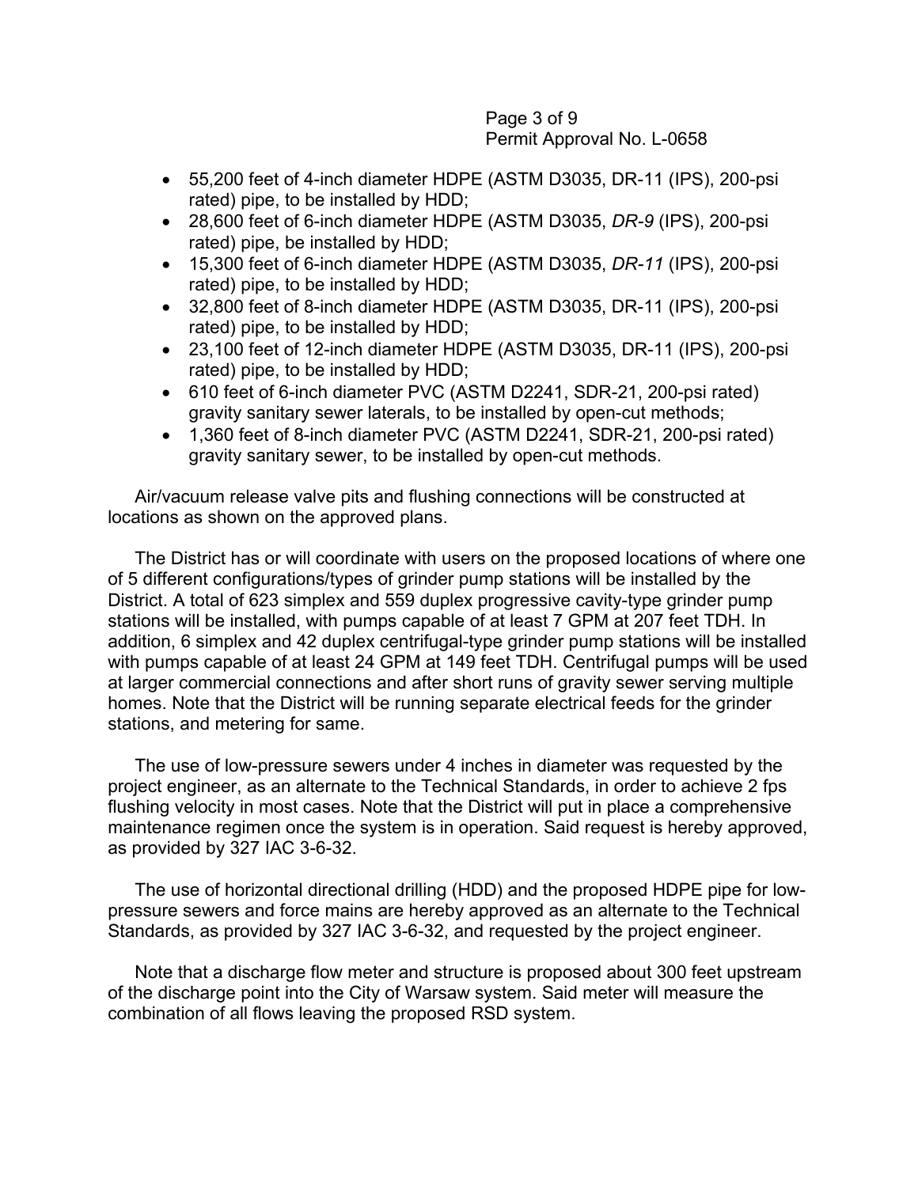- 55,200 feet of 4-inch diameter HDPE (ASTM D3035, DR-11 (IPS), 200-psi rated) pipe, to be installed by HDD;
- 28,600 feet of 6-inch diameter HDPE (ASTM D3035, *DR-9* (IPS), 200-psi rated) pipe, be installed by HDD;
- 15,300 feet of 6-inch diameter HDPE (ASTM D3035, *DR-11* (IPS), 200-psi rated) pipe, to be installed by HDD;
- 32,800 feet of 8-inch diameter HDPE (ASTM D3035, DR-11 (IPS), 200-psi rated) pipe, to be installed by HDD;
- 23,100 feet of 12-inch diameter HDPE (ASTM D3035, DR-11 (IPS), 200-psi rated) pipe, to be installed by HDD;
- 610 feet of 6-inch diameter PVC (ASTM D2241, SDR-21, 200-psi rated) gravity sanitary sewer laterals, to be installed by open-cut methods;
- 1,360 feet of 8-inch diameter PVC (ASTM D2241, SDR-21, 200-psi rated) gravity sanitary sewer, to be installed by open-cut methods.

Air/vacuum release valve pits and flushing connections will be constructed at locations as shown on the approved plans.

The District has or will coordinate with users on the proposed locations of where one of 5 different configurations/types of grinder pump stations will be installed by the District. A total of 623 simplex and 559 duplex progressive cavity-type grinder pump stations will be installed, with pumps capable of at least 7 GPM at 207 feet TDH. In addition, 6 simplex and 42 duplex centrifugal-type grinder pump stations will be installed with pumps capable of at least 24 GPM at 149 feet TDH. Centrifugal pumps will be used at larger commercial connections and after short runs of gravity sewer serving multiple homes. Note that the District will be running separate electrical feeds for the grinder stations, and metering for same.

The use of low-pressure sewers under 4 inches in diameter was requested by the project engineer, as an alternate to the Technical Standards, in order to achieve 2 fps flushing velocity in most cases. Note that the District will put in place a comprehensive maintenance regimen once the system is in operation. Said request is hereby approved, as provided by 327 IAC 3-6-32.

The use of horizontal directional drilling (HDD) and the proposed HDPE pipe for low-pressure sewers and force mains are hereby approved as an alternate to the Technical Standards, as provided by 327 IAC 3-6-32, and requested by the project engineer.

Note that a discharge flow meter and structure is proposed about 300 feet upstream of the discharge point into the City of Warsaw system. Said meter will measure the combination of all flows leaving the proposed RSD system.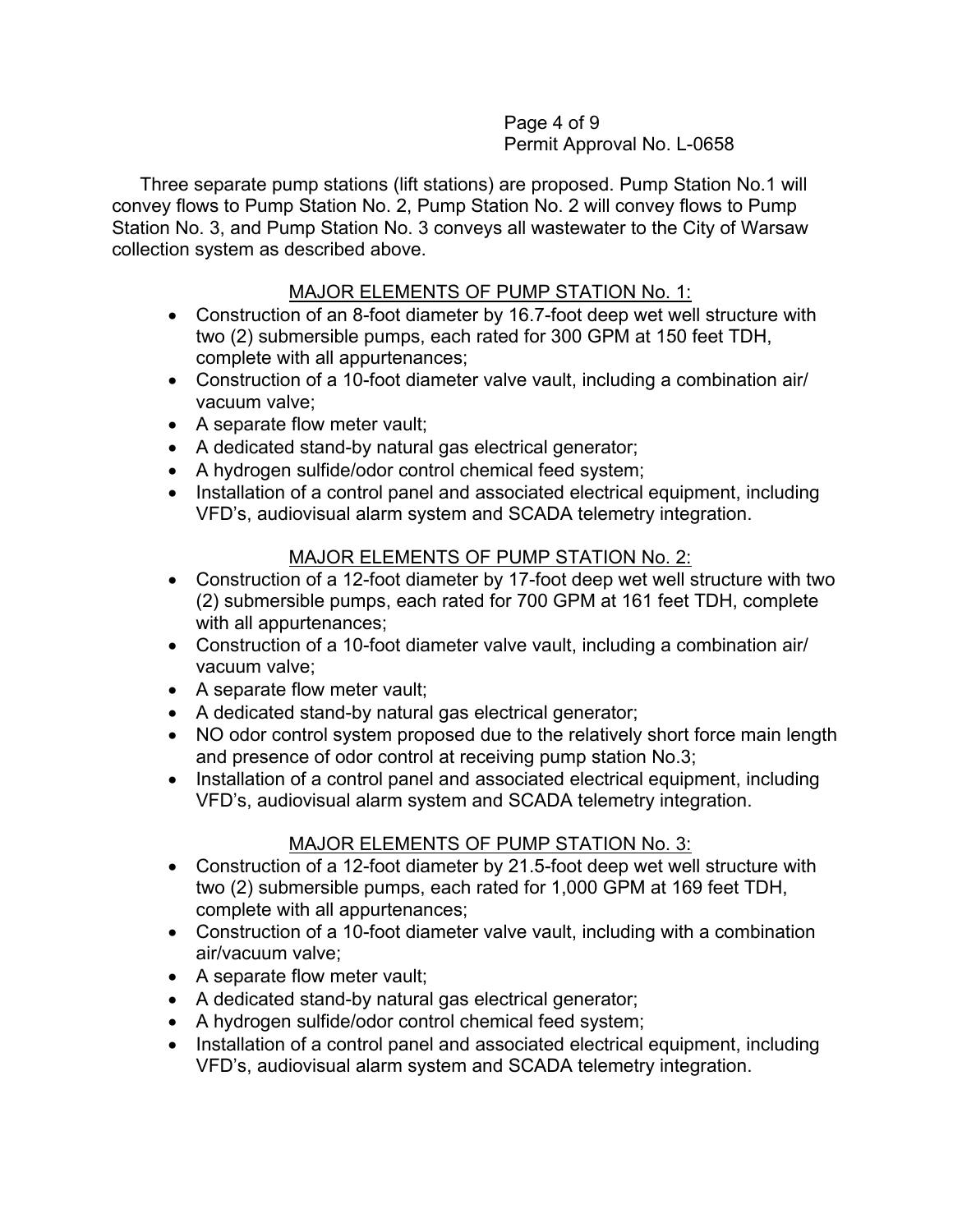Three separate pump stations (lift stations) are proposed. Pump Station No.1 will convey flows to Pump Station No. 2, Pump Station No. 2 will convey flows to Pump Station No. 3, and Pump Station No. 3 conveys all wastewater to the City of Warsaw collection system as described above.

### MAJOR ELEMENTS OF PUMP STATION No. 1:

- Construction of an 8-foot diameter by 16.7-foot deep wet well structure with two (2) submersible pumps, each rated for 300 GPM at 150 feet TDH, complete with all appurtenances;
- Construction of a 10-foot diameter valve vault, including a combination air/ vacuum valve;
- A separate flow meter vault;
- A dedicated stand-by natural gas electrical generator;
- A hydrogen sulfide/odor control chemical feed system;
- Installation of a control panel and associated electrical equipment, including VFD's, audiovisual alarm system and SCADA telemetry integration.

### MAJOR ELEMENTS OF PUMP STATION No. 2:

- Construction of a 12-foot diameter by 17-foot deep wet well structure with two (2) submersible pumps, each rated for 700 GPM at 161 feet TDH, complete with all appurtenances;
- Construction of a 10-foot diameter valve vault, including a combination air/ vacuum valve;
- A separate flow meter vault;
- A dedicated stand-by natural gas electrical generator;
- NO odor control system proposed due to the relatively short force main length and presence of odor control at receiving pump station No.3;
- Installation of a control panel and associated electrical equipment, including VFD's, audiovisual alarm system and SCADA telemetry integration.

### MAJOR ELEMENTS OF PUMP STATION No. 3:

- Construction of a 12-foot diameter by 21.5-foot deep wet well structure with two (2) submersible pumps, each rated for 1,000 GPM at 169 feet TDH, complete with all appurtenances;
- Construction of a 10-foot diameter valve vault, including with a combination air/vacuum valve;
- A separate flow meter vault;
- A dedicated stand-by natural gas electrical generator;
- A hydrogen sulfide/odor control chemical feed system;
- Installation of a control panel and associated electrical equipment, including VFD's, audiovisual alarm system and SCADA telemetry integration.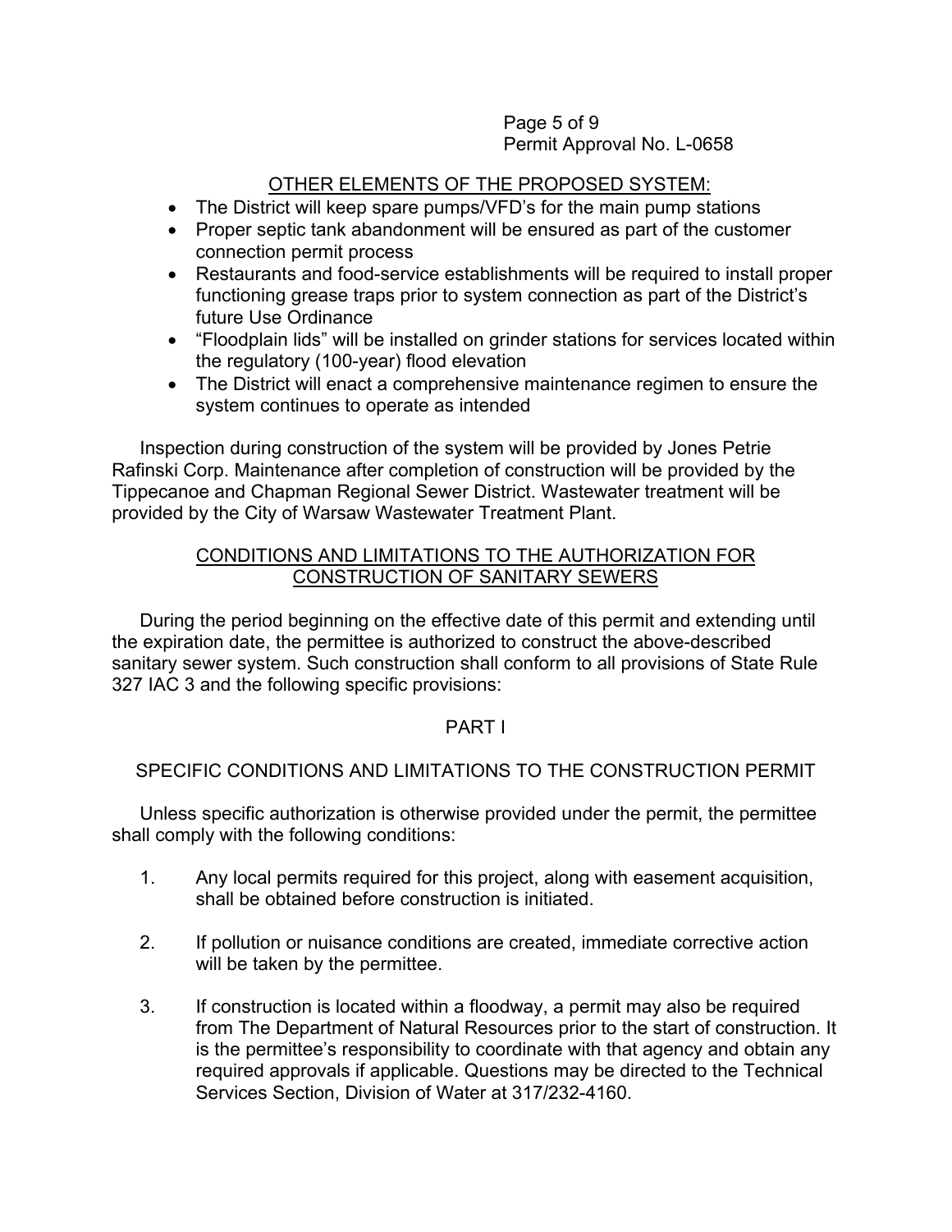## OTHER ELEMENTS OF THE PROPOSED SYSTEM:

- The District will keep spare pumps/VFD's for the main pump stations
- Proper septic tank abandonment will be ensured as part of the customer connection permit process
- Restaurants and food-service establishments will be required to install proper functioning grease traps prior to system connection as part of the District's future Use Ordinance
- "Floodplain lids" will be installed on grinder stations for services located within the regulatory (100-year) flood elevation
- The District will enact a comprehensive maintenance regimen to ensure the system continues to operate as intended

Inspection during construction of the system will be provided by Jones Petrie Rafinski Corp. Maintenance after completion of construction will be provided by the Tippecanoe and Chapman Regional Sewer District. Wastewater treatment will be provided by the City of Warsaw Wastewater Treatment Plant.

## CONDITIONS AND LIMITATIONS TO THE AUTHORIZATION FOR CONSTRUCTION OF SANITARY SEWERS

During the period beginning on the effective date of this permit and extending until the expiration date, the permittee is authorized to construct the above-described sanitary sewer system. Such construction shall conform to all provisions of State Rule 327 IAC 3 and the following specific provisions:

## PART I

### SPECIFIC CONDITIONS AND LIMITATIONS TO THE CONSTRUCTION PERMIT

Unless specific authorization is otherwise provided under the permit, the permittee shall comply with the following conditions:

1. Any local permits required for this project, along with easement acquisition, shall be obtained before construction is initiated.

2. If pollution or nuisance conditions are created, immediate corrective action will be taken by the permittee.

3. If construction is located within a floodway, a permit may also be required from The Department of Natural Resources prior to the start of construction. It is the permittee's responsibility to coordinate with that agency and obtain any required approvals if applicable. Questions may be directed to the Technical Services Section, Division of Water at 317/232-4160.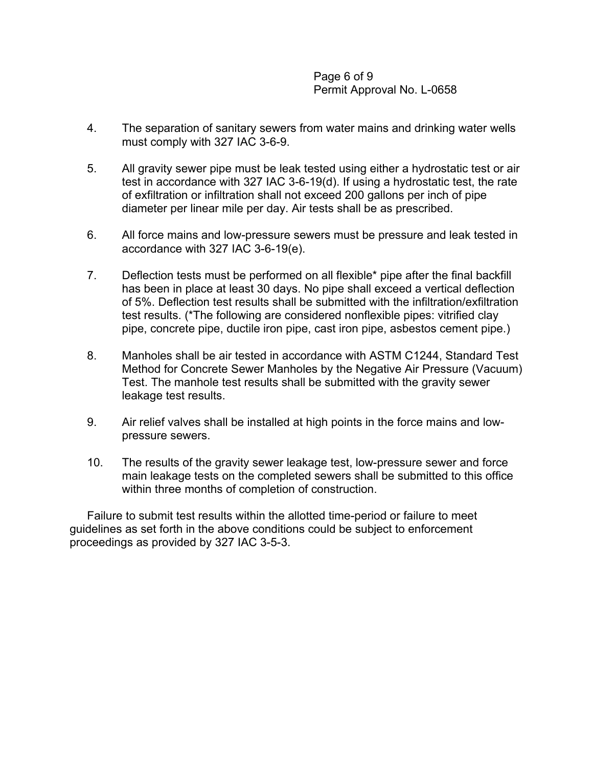4. The separation of sanitary sewers from water mains and drinking water wells must comply with 327 IAC 3-6-9.

5. All gravity sewer pipe must be leak tested using either a hydrostatic test or air test in accordance with 327 IAC 3-6-19(d). If using a hydrostatic test, the rate of exfiltration or infiltration shall not exceed 200 gallons per inch of pipe diameter per linear mile per day. Air tests shall be as prescribed.

6. All force mains and low-pressure sewers must be pressure and leak tested in accordance with 327 IAC 3-6-19(e).

7. Deflection tests must be performed on all flexible* pipe after the final backfill has been in place at least 30 days. No pipe shall exceed a vertical deflection of 5%. Deflection test results shall be submitted with the infiltration/exfiltration test results. (*The following are considered nonflexible pipes: vitrified clay pipe, concrete pipe, ductile iron pipe, cast iron pipe, asbestos cement pipe.)

8. Manholes shall be air tested in accordance with ASTM C1244, Standard Test Method for Concrete Sewer Manholes by the Negative Air Pressure (Vacuum) Test. The manhole test results shall be submitted with the gravity sewer leakage test results.

9. Air relief valves shall be installed at high points in the force mains and low-pressure sewers.

10. The results of the gravity sewer leakage test, low-pressure sewer and force main leakage tests on the completed sewers shall be submitted to this office within three months of completion of construction.

Failure to submit test results within the allotted time-period or failure to meet guidelines as set forth in the above conditions could be subject to enforcement proceedings as provided by 327 IAC 3-5-3.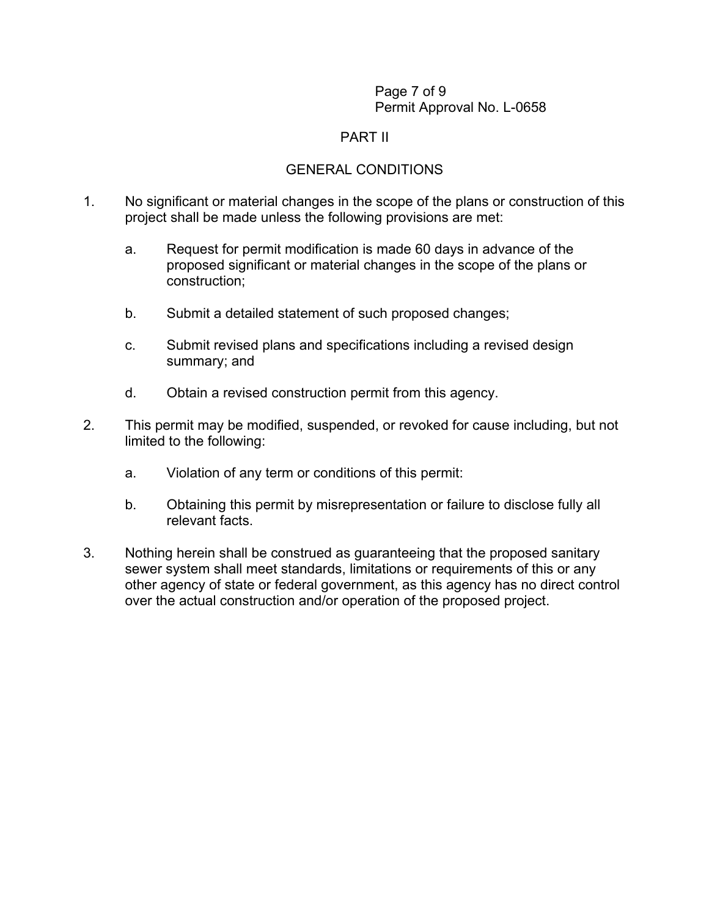## PART II

## GENERAL CONDITIONS

1. No significant or material changes in the scope of the plans or construction of this project shall be made unless the following provisions are met:

   a. Request for permit modification is made 60 days in advance of the proposed significant or material changes in the scope of the plans or construction;

   b. Submit a detailed statement of such proposed changes;

   c. Submit revised plans and specifications including a revised design summary; and

   d. Obtain a revised construction permit from this agency.

2. This permit may be modified, suspended, or revoked for cause including, but not limited to the following:

   a. Violation of any term or conditions of this permit:

   b. Obtaining this permit by misrepresentation or failure to disclose fully all relevant facts.

3. Nothing herein shall be construed as guaranteeing that the proposed sanitary sewer system shall meet standards, limitations or requirements of this or any other agency of state or federal government, as this agency has no direct control over the actual construction and/or operation of the proposed project.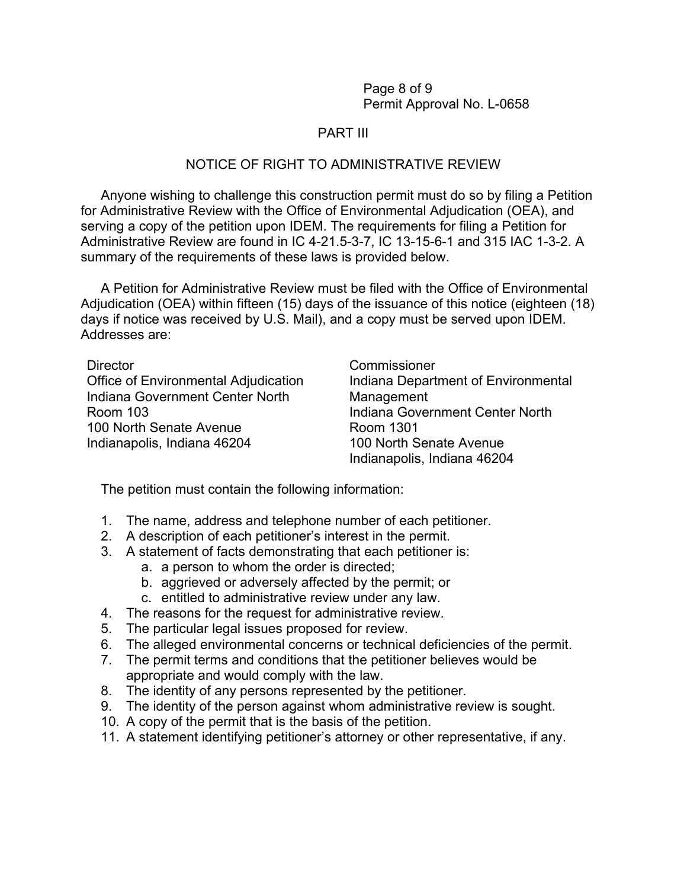## PART III

## NOTICE OF RIGHT TO ADMINISTRATIVE REVIEW

Anyone wishing to challenge this construction permit must do so by filing a Petition for Administrative Review with the Office of Environmental Adjudication (OEA), and serving a copy of the petition upon IDEM. The requirements for filing a Petition for Administrative Review are found in IC 4-21.5-3-7, IC 13-15-6-1 and 315 IAC 1-3-2. A summary of the requirements of these laws is provided below.

A Petition for Administrative Review must be filed with the Office of Environmental Adjudication (OEA) within fifteen (15) days of the issuance of this notice (eighteen (18) days if notice was received by U.S. Mail), and a copy must be served upon IDEM. Addresses are:

Director
Office of Environmental Adjudication
Indiana Government Center North
Room 103
100 North Senate Avenue
Indianapolis, Indiana 46204

Commissioner
Indiana Department of Environmental Management
Indiana Government Center North
Room 1301
100 North Senate Avenue
Indianapolis, Indiana 46204

The petition must contain the following information:

1. The name, address and telephone number of each petitioner.
2. A description of each petitioner's interest in the permit.
3. A statement of facts demonstrating that each petitioner is:
   a. a person to whom the order is directed;
   b. aggrieved or adversely affected by the permit; or
   c. entitled to administrative review under any law.
4. The reasons for the request for administrative review.
5. The particular legal issues proposed for review.
6. The alleged environmental concerns or technical deficiencies of the permit.
7. The permit terms and conditions that the petitioner believes would be appropriate and would comply with the law.
8. The identity of any persons represented by the petitioner.
9. The identity of the person against whom administrative review is sought.
10. A copy of the permit that is the basis of the petition.
11. A statement identifying petitioner's attorney or other representative, if any.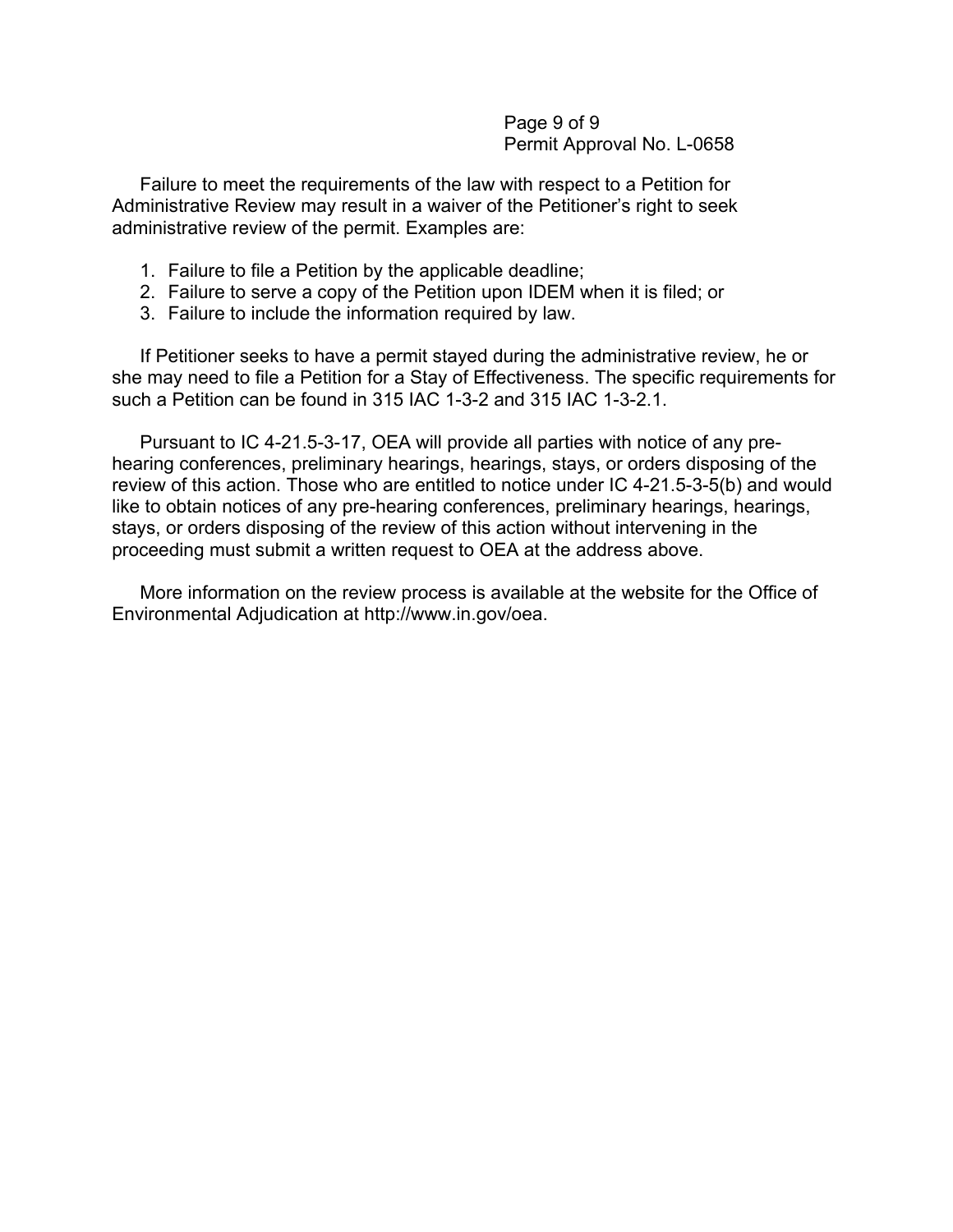Failure to meet the requirements of the law with respect to a Petition for Administrative Review may result in a waiver of the Petitioner's right to seek administrative review of the permit. Examples are:

1. Failure to file a Petition by the applicable deadline;
2. Failure to serve a copy of the Petition upon IDEM when it is filed; or
3. Failure to include the information required by law.

If Petitioner seeks to have a permit stayed during the administrative review, he or she may need to file a Petition for a Stay of Effectiveness. The specific requirements for such a Petition can be found in 315 IAC 1-3-2 and 315 IAC 1-3-2.1.

Pursuant to IC 4-21.5-3-17, OEA will provide all parties with notice of any pre-hearing conferences, preliminary hearings, hearings, stays, or orders disposing of the review of this action. Those who are entitled to notice under IC 4-21.5-3-5(b) and would like to obtain notices of any pre-hearing conferences, preliminary hearings, hearings, stays, or orders disposing of the review of this action without intervening in the proceeding must submit a written request to OEA at the address above.

More information on the review process is available at the website for the Office of Environmental Adjudication at http://www.in.gov/oea.